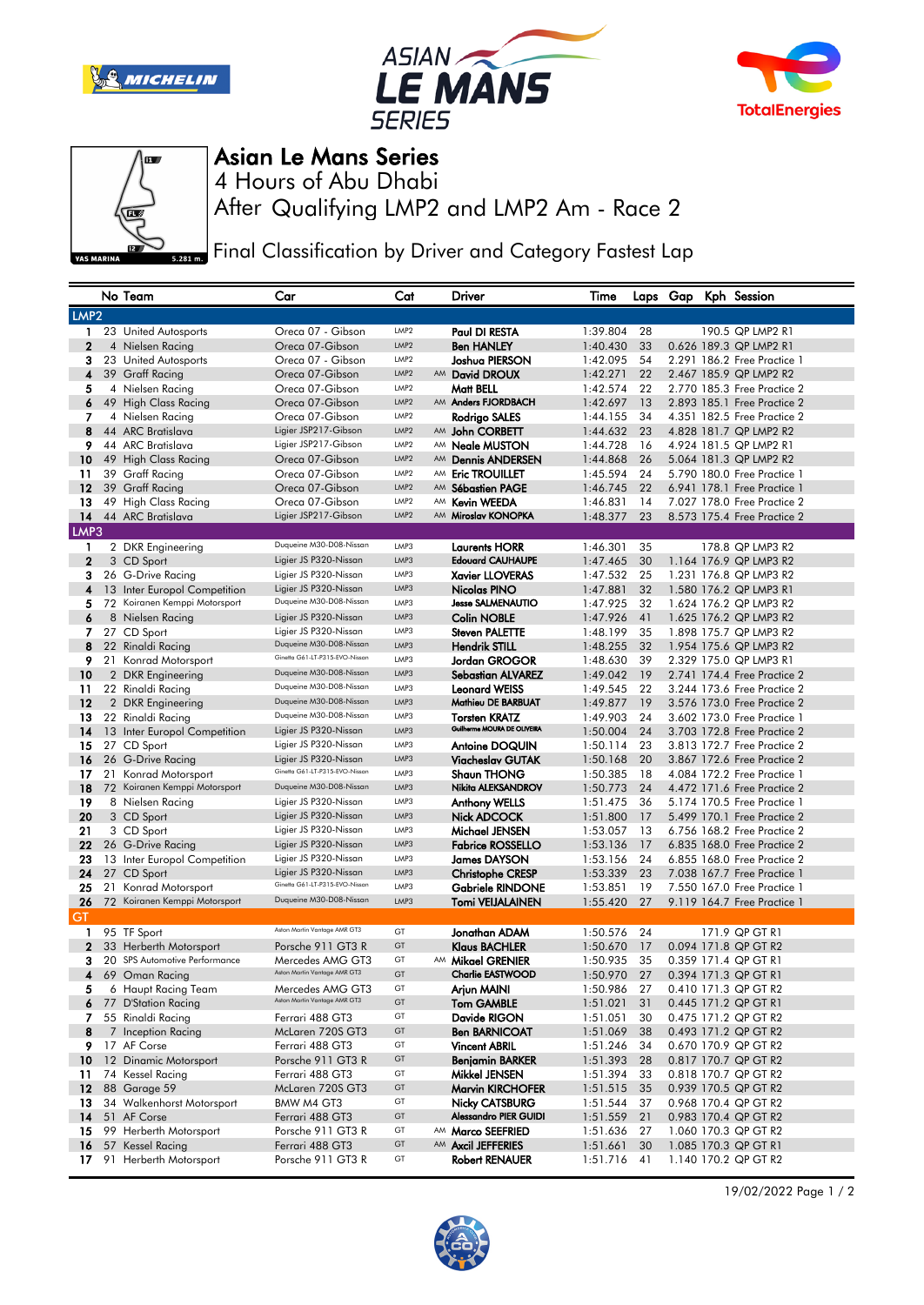# Asian Le Mans Series

## 4 Hours of Abu Dhabi

## After Qualifying LMP2 and LMP2 Am - Race 2

### Final Classification by Driver and Category Fastest Lap

| | No | Team | Car | Cat | | Driver | Time | Laps | Gap | Kph | Session |
|---|---|---|---|---|---|---|---|---|---|---|---|
| **LMP2** | | | | | | | | | | | |
| 1 | 23 | United Autosports | Oreca 07 - Gibson | LMP2 | | Paul DI RESTA | 1:39.804 | 28 | | 190.5 | QP LMP2 R1 |
| 2 | 4 | Nielsen Racing | Oreca 07-Gibson | LMP2 | | Ben HANLEY | 1:40.430 | 33 | 0.626 | 189.3 | QP LMP2 R1 |
| 3 | 23 | United Autosports | Oreca 07 - Gibson | LMP2 | | Joshua PIERSON | 1:42.095 | 54 | 2.291 | 186.2 | Free Practice 1 |
| 4 | 39 | Graff Racing | Oreca 07-Gibson | LMP2 | AM | David DROUX | 1:42.271 | 22 | 2.467 | 185.9 | QP LMP2 R2 |
| 5 | 4 | Nielsen Racing | Oreca 07-Gibson | LMP2 | | Matt BELL | 1:42.574 | 22 | 2.770 | 185.3 | Free Practice 2 |
| 6 | 49 | High Class Racing | Oreca 07-Gibson | LMP2 | AM | Anders FJORDBACH | 1:42.697 | 13 | 2.893 | 185.1 | Free Practice 2 |
| 7 | 4 | Nielsen Racing | Oreca 07-Gibson | LMP2 | | Rodrigo SALES | 1:44.155 | 34 | 4.351 | 182.5 | Free Practice 2 |
| 8 | 44 | ARC Bratislava | Ligier JSP217-Gibson | LMP2 | AM | John CORBETT | 1:44.632 | 23 | 4.828 | 181.7 | QP LMP2 R2 |
| 9 | 44 | ARC Bratislava | Ligier JSP217-Gibson | LMP2 | AM | Neale MUSTON | 1:44.728 | 16 | 4.924 | 181.5 | QP LMP2 R1 |
| 10 | 49 | High Class Racing | Oreca 07-Gibson | LMP2 | AM | Dennis ANDERSEN | 1:44.868 | 26 | 5.064 | 181.3 | QP LMP2 R2 |
| 11 | 39 | Graff Racing | Oreca 07-Gibson | LMP2 | AM | Eric TROUILLET | 1:45.594 | 24 | 5.790 | 180.0 | Free Practice 1 |
| 12 | 39 | Graff Racing | Oreca 07-Gibson | LMP2 | AM | Sébastien PAGE | 1:46.745 | 22 | 6.941 | 178.1 | Free Practice 2 |
| 13 | 49 | High Class Racing | Oreca 07-Gibson | LMP2 | AM | Kevin WEEDA | 1:46.831 | 14 | 7.027 | 178.0 | Free Practice 2 |
| 14 | 44 | ARC Bratislava | Ligier JSP217-Gibson | LMP2 | AM | Miroslav KONOPKA | 1:48.377 | 23 | 8.573 | 175.4 | Free Practice 2 |
| **LMP3** | | | | | | | | | | | |
| 1 | 2 | DKR Engineering | Duqueine M30-D08-Nissan | LMP3 | | Laurents HORR | 1:46.301 | 35 | | 178.8 | QP LMP3 R2 |
| 2 | 3 | CD Sport | Ligier JS P320-Nissan | LMP3 | | Edouard CAUHAUPE | 1:47.465 | 30 | 1.164 | 176.9 | QP LMP3 R2 |
| 3 | 26 | G-Drive Racing | Ligier JS P320-Nissan | LMP3 | | Xavier LLOVERAS | 1:47.532 | 25 | 1.231 | 176.8 | QP LMP3 R2 |
| 4 | 13 | Inter Europol Competition | Ligier JS P320-Nissan | LMP3 | | Nicolas PINO | 1:47.881 | 32 | 1.580 | 176.2 | QP LMP3 R1 |
| 5 | 72 | Koiranen Kemppi Motorsport | Duqueine M30-D08-Nissan | LMP3 | | Jesse SALMENAUTIO | 1:47.925 | 32 | 1.624 | 176.2 | QP LMP3 R2 |
| 6 | 8 | Nielsen Racing | Ligier JS P320-Nissan | LMP3 | | Colin NOBLE | 1:47.926 | 41 | 1.625 | 176.2 | QP LMP3 R2 |
| 7 | 27 | CD Sport | Ligier JS P320-Nissan | LMP3 | | Steven PALETTE | 1:48.199 | 35 | 1.898 | 175.7 | QP LMP3 R2 |
| 8 | 22 | Rinaldi Racing | Duqueine M30-D08-Nissan | LMP3 | | Hendrik STILL | 1:48.255 | 32 | 1.954 | 175.6 | QP LMP3 R2 |
| 9 | 21 | Konrad Motorsport | Ginetta G61-LT-P315-EVO-Nissan | LMP3 | | Jordan GROGOR | 1:48.630 | 39 | 2.329 | 175.0 | QP LMP3 R1 |
| 10 | 2 | DKR Engineering | Duqueine M30-D08-Nissan | LMP3 | | Sebastian ALVAREZ | 1:49.042 | 19 | 2.741 | 174.4 | Free Practice 2 |
| 11 | 22 | Rinaldi Racing | Duqueine M30-D08-Nissan | LMP3 | | Leonard WEISS | 1:49.545 | 22 | 3.244 | 173.6 | Free Practice 2 |
| 12 | 2 | DKR Engineering | Duqueine M30-D08-Nissan | LMP3 | | Mathieu DE BARBUAT | 1:49.877 | 19 | 3.576 | 173.0 | Free Practice 2 |
| 13 | 22 | Rinaldi Racing | Duqueine M30-D08-Nissan | LMP3 | | Torsten KRATZ | 1:49.903 | 24 | 3.602 | 173.0 | Free Practice 1 |
| 14 | 13 | Inter Europol Competition | Ligier JS P320-Nissan | LMP3 | | Guilherme MOURA DE OLIVEIRA | 1:50.004 | 24 | 3.703 | 172.8 | Free Practice 2 |
| 15 | 27 | CD Sport | Ligier JS P320-Nissan | LMP3 | | Antoine DOQUIN | 1:50.114 | 23 | 3.813 | 172.7 | Free Practice 2 |
| 16 | 26 | G-Drive Racing | Ligier JS P320-Nissan | LMP3 | | Viacheslav GUTAK | 1:50.168 | 20 | 3.867 | 172.6 | Free Practice 2 |
| 17 | 21 | Konrad Motorsport | Ginetta G61-LT-P315-EVO-Nissan | LMP3 | | Shaun THONG | 1:50.385 | 18 | 4.084 | 172.2 | Free Practice 1 |
| 18 | 72 | Koiranen Kemppi Motorsport | Duqueine M30-D08-Nissan | LMP3 | | Nikita ALEKSANDROV | 1:50.773 | 24 | 4.472 | 171.6 | Free Practice 2 |
| 19 | 8 | Nielsen Racing | Ligier JS P320-Nissan | LMP3 | | Anthony WELLS | 1:51.475 | 36 | 5.174 | 170.5 | Free Practice 1 |
| 20 | 3 | CD Sport | Ligier JS P320-Nissan | LMP3 | | Nick ADCOCK | 1:51.800 | 17 | 5.499 | 170.1 | Free Practice 2 |
| 21 | 3 | CD Sport | Ligier JS P320-Nissan | LMP3 | | Michael JENSEN | 1:53.057 | 13 | 6.756 | 168.2 | Free Practice 2 |
| 22 | 26 | G-Drive Racing | Ligier JS P320-Nissan | LMP3 | | Fabrice ROSSELLO | 1:53.136 | 17 | 6.835 | 168.0 | Free Practice 2 |
| 23 | 13 | Inter Europol Competition | Ligier JS P320-Nissan | LMP3 | | James DAYSON | 1:53.156 | 24 | 6.855 | 168.0 | Free Practice 2 |
| 24 | 27 | CD Sport | Ligier JS P320-Nissan | LMP3 | | Christophe CRESP | 1:53.339 | 23 | 7.038 | 167.7 | Free Practice 1 |
| 25 | 21 | Konrad Motorsport | Ginetta G61-LT-P315-EVO-Nissan | LMP3 | | Gabriele RINDONE | 1:53.851 | 19 | 7.550 | 167.0 | Free Practice 1 |
| 26 | 72 | Koiranen Kemppi Motorsport | Duqueine M30-D08-Nissan | LMP3 | | Tomi VEIJALAINEN | 1:55.420 | 27 | 9.119 | 164.7 | Free Practice 1 |
| **GT** | | | | | | | | | | | |
| 1 | 95 | TF Sport | Aston Martin Vantage AMR GT3 | GT | | Jonathan ADAM | 1:50.576 | 24 | | 171.9 | QP GT R1 |
| 2 | 33 | Herberth Motorsport | Porsche 911 GT3 R | GT | | Klaus BACHLER | 1:50.670 | 17 | 0.094 | 171.8 | QP GT R2 |
| 3 | 20 | SPS Automotive Performance | Mercedes AMG GT3 | GT | AM | Mikael GRENIER | 1:50.935 | 35 | 0.359 | 171.4 | QP GT R1 |
| 4 | 69 | Oman Racing | Aston Martin Vantage AMR GT3 | GT | | Charlie EASTWOOD | 1:50.970 | 27 | 0.394 | 171.3 | QP GT R1 |
| 5 | 6 | Haupt Racing Team | Mercedes AMG GT3 | GT | | Arjun MAINI | 1:50.986 | 27 | 0.410 | 171.3 | QP GT R2 |
| 6 | 77 | D'Station Racing | Aston Martin Vantage AMR GT3 | GT | | Tom GAMBLE | 1:51.021 | 31 | 0.445 | 171.2 | QP GT R1 |
| 7 | 55 | Rinaldi Racing | Ferrari 488 GT3 | GT | | Davide RIGON | 1:51.051 | 30 | 0.475 | 171.2 | QP GT R2 |
| 8 | 7 | Inception Racing | McLaren 720S GT3 | GT | | Ben BARNICOAT | 1:51.069 | 38 | 0.493 | 171.2 | QP GT R2 |
| 9 | 17 | AF Corse | Ferrari 488 GT3 | GT | | Vincent ABRIL | 1:51.246 | 34 | 0.670 | 170.9 | QP GT R2 |
| 10 | 12 | Dinamic Motorsport | Porsche 911 GT3 R | GT | | Benjamin BARKER | 1:51.393 | 28 | 0.817 | 170.7 | QP GT R2 |
| 11 | 74 | Kessel Racing | Ferrari 488 GT3 | GT | | Mikkel JENSEN | 1:51.394 | 33 | 0.818 | 170.7 | QP GT R2 |
| 12 | 88 | Garage 59 | McLaren 720S GT3 | GT | | Marvin KIRCHOFER | 1:51.515 | 35 | 0.939 | 170.5 | QP GT R2 |
| 13 | 34 | Walkenhorst Motorsport | BMW M4 GT3 | GT | | Nicky CATSBURG | 1:51.544 | 37 | 0.968 | 170.4 | QP GT R2 |
| 14 | 51 | AF Corse | Ferrari 488 GT3 | GT | | Alessandro PIER GUIDI | 1:51.559 | 21 | 0.983 | 170.4 | QP GT R2 |
| 15 | 99 | Herberth Motorsport | Porsche 911 GT3 R | GT | AM | Marco SEEFRIED | 1:51.636 | 27 | 1.060 | 170.3 | QP GT R2 |
| 16 | 57 | Kessel Racing | Ferrari 488 GT3 | GT | AM | Axcil JEFFERIES | 1:51.661 | 30 | 1.085 | 170.3 | QP GT R1 |
| 17 | 91 | Herberth Motorsport | Porsche 911 GT3 R | GT | | Robert RENAUER | 1:51.716 | 41 | 1.140 | 170.2 | QP GT R2 |

19/02/2022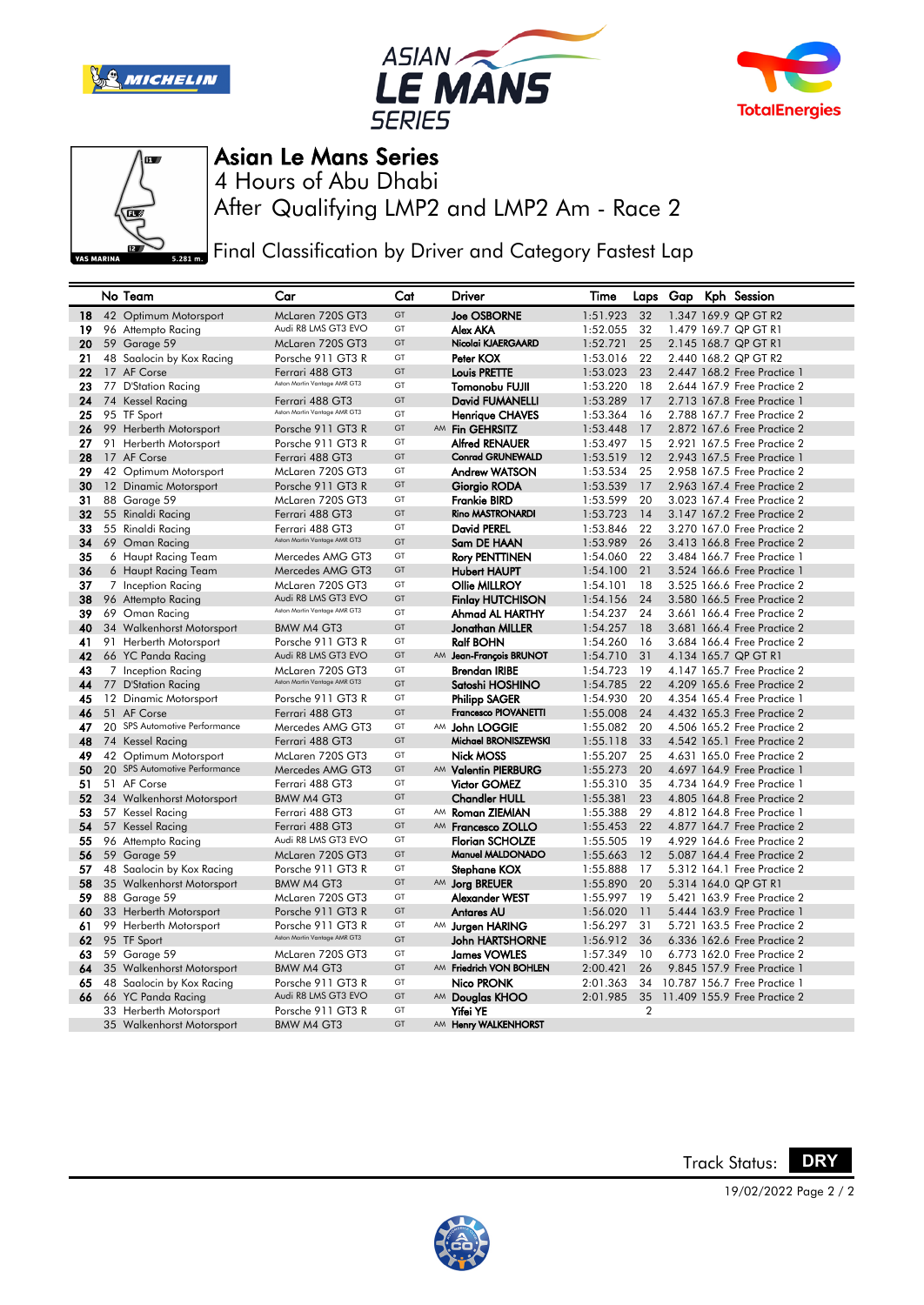# Asian Le Mans Series

4 Hours of Abu Dhabi

After Qualifying LMP2 and LMP2 Am - Race 2

Final Classification by Driver and Category Fastest Lap

| | No | Team | Car | Cat | | Driver | Time | Laps | Gap | Kph | Session |
|---|---|---|---|---|---|---|---|---|---|---|---|
| 18 | 42 | Optimum Motorsport | McLaren 720S GT3 | GT | | Joe OSBORNE | 1:51.923 | 32 | 1.347 | 169.9 | QP GT R2 |
| 19 | 96 | Attempto Racing | Audi R8 LMS GT3 EVO | GT | | Alex AKA | 1:52.055 | 32 | 1.479 | 169.7 | QP GT R1 |
| 20 | 59 | Garage 59 | McLaren 720S GT3 | GT | | Nicolai KJAERGAARD | 1:52.721 | 25 | 2.145 | 168.7 | QP GT R1 |
| 21 | 48 | Saalocin by Kox Racing | Porsche 911 GT3 R | GT | | Peter KOX | 1:53.016 | 22 | 2.440 | 168.2 | QP GT R2 |
| 22 | 17 | AF Corse | Ferrari 488 GT3 | GT | | Louis PRETTE | 1:53.023 | 23 | 2.447 | 168.2 | Free Practice 1 |
| 23 | 77 | D'Station Racing | Aston Martin Vantage AMR GT3 | GT | | Tomonobu FUJII | 1:53.220 | 18 | 2.644 | 167.9 | Free Practice 2 |
| 24 | 74 | Kessel Racing | Ferrari 488 GT3 | GT | | David FUMANELLI | 1:53.289 | 17 | 2.713 | 167.8 | Free Practice 1 |
| 25 | 95 | TF Sport | Aston Martin Vantage AMR GT3 | GT | | Henrique CHAVES | 1:53.364 | 16 | 2.788 | 167.7 | Free Practice 2 |
| 26 | 99 | Herberth Motorsport | Porsche 911 GT3 R | GT | AM | Fin GEHRSITZ | 1:53.448 | 17 | 2.872 | 167.6 | Free Practice 2 |
| 27 | 91 | Herberth Motorsport | Porsche 911 GT3 R | GT | | Alfred RENAUER | 1:53.497 | 15 | 2.921 | 167.5 | Free Practice 2 |
| 28 | 17 | AF Corse | Ferrari 488 GT3 | GT | | Conrad GRUNEWALD | 1:53.519 | 12 | 2.943 | 167.5 | Free Practice 1 |
| 29 | 42 | Optimum Motorsport | McLaren 720S GT3 | GT | | Andrew WATSON | 1:53.534 | 25 | 2.958 | 167.5 | Free Practice 2 |
| 30 | 12 | Dinamic Motorsport | Porsche 911 GT3 R | GT | | Giorgio RODA | 1:53.539 | 17 | 2.963 | 167.4 | Free Practice 2 |
| 31 | 88 | Garage 59 | McLaren 720S GT3 | GT | | Frankie BIRD | 1:53.599 | 20 | 3.023 | 167.4 | Free Practice 2 |
| 32 | 55 | Rinaldi Racing | Ferrari 488 GT3 | GT | | Rino MASTRONARDI | 1:53.723 | 14 | 3.147 | 167.2 | Free Practice 2 |
| 33 | 55 | Rinaldi Racing | Ferrari 488 GT3 | GT | | David PEREL | 1:53.846 | 22 | 3.270 | 167.0 | Free Practice 2 |
| 34 | 69 | Oman Racing | Aston Martin Vantage AMR GT3 | GT | | Sam DE HAAN | 1:53.989 | 26 | 3.413 | 166.8 | Free Practice 2 |
| 35 | 6 | Haupt Racing Team | Mercedes AMG GT3 | GT | | Rory PENTTINEN | 1:54.060 | 22 | 3.484 | 166.7 | Free Practice 1 |
| 36 | 6 | Haupt Racing Team | Mercedes AMG GT3 | GT | | Hubert HAUPT | 1:54.100 | 21 | 3.524 | 166.6 | Free Practice 1 |
| 37 | 7 | Inception Racing | McLaren 720S GT3 | GT | | Ollie MILLROY | 1:54.101 | 18 | 3.525 | 166.6 | Free Practice 2 |
| 38 | 96 | Attempto Racing | Audi R8 LMS GT3 EVO | GT | | Finlay HUTCHISON | 1:54.156 | 24 | 3.580 | 166.5 | Free Practice 2 |
| 39 | 69 | Oman Racing | Aston Martin Vantage AMR GT3 | GT | | Ahmad AL HARTHY | 1:54.237 | 24 | 3.661 | 166.4 | Free Practice 2 |
| 40 | 34 | Walkenhorst Motorsport | BMW M4 GT3 | GT | | Jonathan MILLER | 1:54.257 | 18 | 3.681 | 166.4 | Free Practice 2 |
| 41 | 91 | Herberth Motorsport | Porsche 911 GT3 R | GT | | Ralf BOHN | 1:54.260 | 16 | 3.684 | 166.4 | Free Practice 2 |
| 42 | 66 | YC Panda Racing | Audi R8 LMS GT3 EVO | GT | AM | Jean-François BRUNOT | 1:54.710 | 31 | 4.134 | 165.7 | QP GT R1 |
| 43 | 7 | Inception Racing | McLaren 720S GT3 | GT | | Brendan IRIBE | 1:54.723 | 19 | 4.147 | 165.7 | Free Practice 2 |
| 44 | 77 | D'Station Racing | Aston Martin Vantage AMR GT3 | GT | | Satoshi HOSHINO | 1:54.785 | 22 | 4.209 | 165.6 | Free Practice 2 |
| 45 | 12 | Dinamic Motorsport | Porsche 911 GT3 R | GT | | Philipp SAGER | 1:54.930 | 20 | 4.354 | 165.4 | Free Practice 1 |
| 46 | 51 | AF Corse | Ferrari 488 GT3 | GT | | Francesco PIOVANETTI | 1:55.008 | 24 | 4.432 | 165.3 | Free Practice 2 |
| 47 | 20 | SPS Automotive Performance | Mercedes AMG GT3 | GT | AM | John LOGGIE | 1:55.082 | 20 | 4.506 | 165.2 | Free Practice 2 |
| 48 | 74 | Kessel Racing | Ferrari 488 GT3 | GT | | Michael BRONISZEWSKI | 1:55.118 | 33 | 4.542 | 165.1 | Free Practice 2 |
| 49 | 42 | Optimum Motorsport | McLaren 720S GT3 | GT | | Nick MOSS | 1:55.207 | 25 | 4.631 | 165.0 | Free Practice 2 |
| 50 | 20 | SPS Automotive Performance | Mercedes AMG GT3 | GT | AM | Valentin PIERBURG | 1:55.273 | 20 | 4.697 | 164.9 | Free Practice 1 |
| 51 | 51 | AF Corse | Ferrari 488 GT3 | GT | | Victor GOMEZ | 1:55.310 | 35 | 4.734 | 164.9 | Free Practice 2 |
| 52 | 34 | Walkenhorst Motorsport | BMW M4 GT3 | GT | | Chandler HULL | 1:55.381 | 23 | 4.805 | 164.8 | Free Practice 2 |
| 53 | 57 | Kessel Racing | Ferrari 488 GT3 | GT | AM | Roman ZIEMIAN | 1:55.388 | 29 | 4.812 | 164.8 | Free Practice 1 |
| 54 | 57 | Kessel Racing | Ferrari 488 GT3 | GT | AM | Francesco ZOLLO | 1:55.453 | 22 | 4.877 | 164.7 | Free Practice 2 |
| 55 | 96 | Attempto Racing | Audi R8 LMS GT3 EVO | GT | | Florian SCHOLZE | 1:55.505 | 19 | 4.929 | 164.6 | Free Practice 2 |
| 56 | 59 | Garage 59 | McLaren 720S GT3 | GT | | Manuel MALDONADO | 1:55.663 | 12 | 5.087 | 164.4 | Free Practice 2 |
| 57 | 48 | Saalocin by Kox Racing | Porsche 911 GT3 R | GT | | Stephane KOX | 1:55.888 | 17 | 5.312 | 164.1 | Free Practice 2 |
| 58 | 35 | Walkenhorst Motorsport | BMW M4 GT3 | GT | AM | Jorg BREUER | 1:55.890 | 20 | 5.314 | 164.0 | QP GT R1 |
| 59 | 88 | Garage 59 | McLaren 720S GT3 | GT | | Alexander WEST | 1:55.997 | 19 | 5.421 | 163.9 | Free Practice 2 |
| 60 | 33 | Herberth Motorsport | Porsche 911 GT3 R | GT | | Antares AU | 1:56.020 | 11 | 5.444 | 163.9 | Free Practice 1 |
| 61 | 99 | Herberth Motorsport | Porsche 911 GT3 R | GT | AM | Jurgen HARING | 1:56.297 | 31 | 5.721 | 163.5 | Free Practice 2 |
| 62 | 95 | TF Sport | Aston Martin Vantage AMR GT3 | GT | | John HARTSHORNE | 1:56.912 | 36 | 6.336 | 162.6 | Free Practice 2 |
| 63 | 59 | Garage 59 | McLaren 720S GT3 | GT | | James VOWLES | 1:57.349 | 10 | 6.773 | 162.0 | Free Practice 2 |
| 64 | 35 | Walkenhorst Motorsport | BMW M4 GT3 | GT | AM | Friedrich VON BOHLEN | 2:00.421 | 26 | 9.845 | 157.9 | Free Practice 1 |
| 65 | 48 | Saalocin by Kox Racing | Porsche 911 GT3 R | GT | | Nico PRONK | 2:01.363 | 34 | 10.787 | 156.7 | Free Practice 1 |
| 66 | 66 | YC Panda Racing | Audi R8 LMS GT3 EVO | GT | AM | Douglas KHOO | 2:01.985 | 35 | 11.409 | 155.9 | Free Practice 2 |
| | 33 | Herberth Motorsport | Porsche 911 GT3 R | GT | | Yifei YE | | 2 | | | |
| | 35 | Walkenhorst Motorsport | BMW M4 GT3 | GT | AM | Henry WALKENHORST | | | | | |

Track Status: **DRY**

19/02/2022